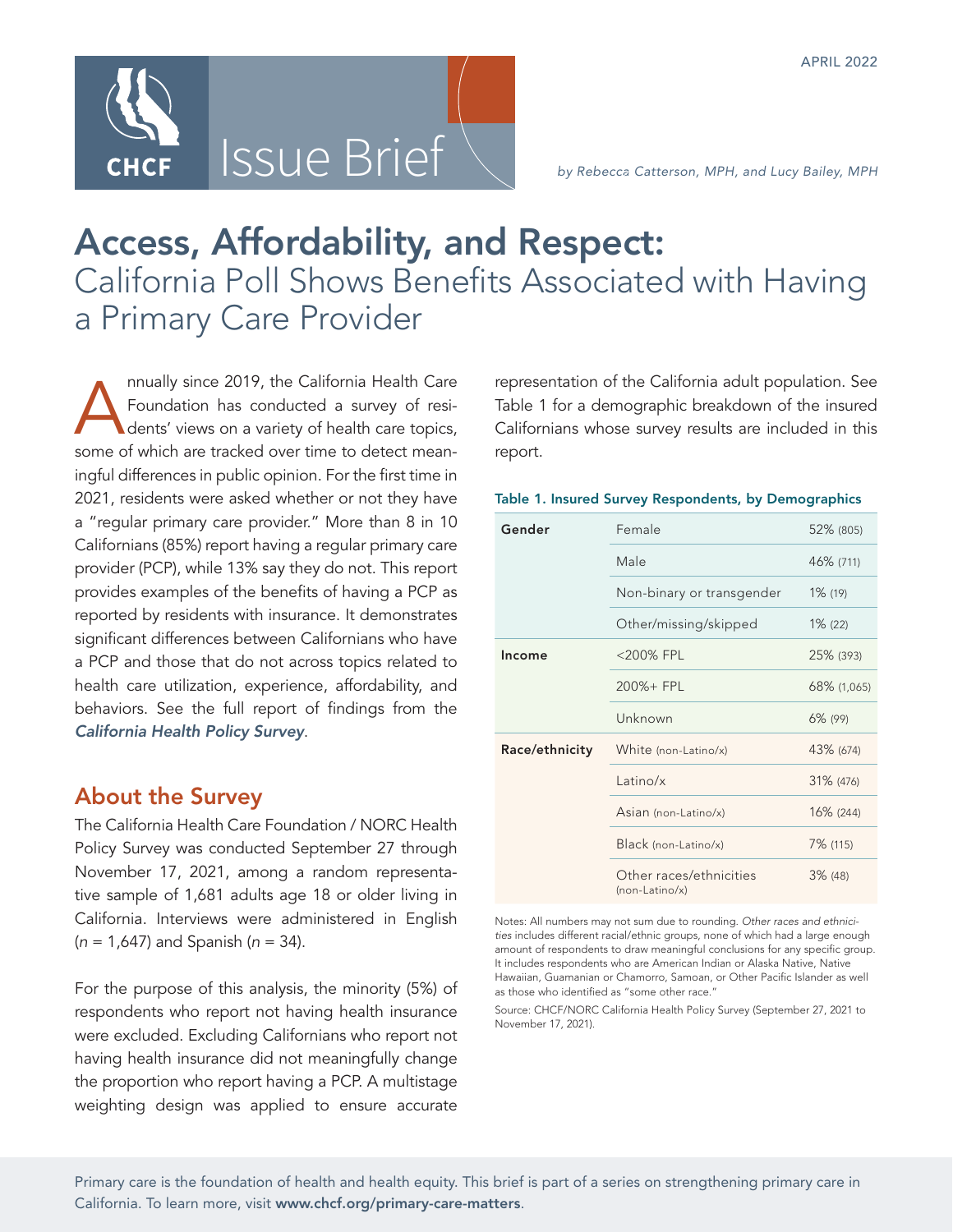APRIL 2022

Issue Brief

*by Rebecca Catterson, MPH, and Lucy Bailey, MPH*

# Access, Affordability, and Respect: California Poll Shows Benefits Associated with Having a Primary Care Provider

Annually since 2019, the California Health Care Foundation has conducted a survey of residents' views on a variety of health care topics, some of which are tracked over time to detect meaningful differences in public opinion. For the first time in 2021, residents were asked whether or not they have a "regular primary care provider." More than 8 in 10 Californians (85%) report having a regular primary care provider (PCP), while 13% say they do not. This report provides examples of the benefits of having a PCP as reported by residents with insurance. It demonstrates significant differences between Californians who have a PCP and those that do not across topics related to health care utilization, experience, affordability, and behaviors. See the full report of findings from the ***California Health Policy Survey***.

## About the Survey

The California Health Care Foundation / NORC Health Policy Survey was conducted September 27 through November 17, 2021, among a random representative sample of 1,681 adults age 18 or older living in California. Interviews were administered in English ($n$ = 1,647) and Spanish ($n$ = 34).

For the purpose of this analysis, the minority (5%) of respondents who report not having health insurance were excluded. Excluding Californians who report not having health insurance did not meaningfully change the proportion who report having a PCP. A multistage weighting design was applied to ensure accurate representation of the California adult population. See Table 1 for a demographic breakdown of the insured Californians whose survey results are included in this report.

**Table 1. Insured Survey Respondents, by Demographics**

| | | |
|---|---|---|
| **Gender** | Female | 52% (805) |
| | Male | 46% (711) |
| | Non-binary or transgender | 1% (19) |
| | Other/missing/skipped | 1% (22) |
| **Income** | <200% FPL | 25% (393) |
| | 200%+ FPL | 68% (1,065) |
| | Unknown | 6% (99) |
| **Race/ethnicity** | White (non-Latino/x) | 43% (674) |
| | Latino/x | 31% (476) |
| | Asian (non-Latino/x) | 16% (244) |
| | Black (non-Latino/x) | 7% (115) |
| | Other races/ethnicities (non-Latino/x) | 3% (48) |

Notes: All numbers may not sum due to rounding. *Other races and ethnicities* includes different racial/ethnic groups, none of which had a large enough amount of respondents to draw meaningful conclusions for any specific group. It includes respondents who are American Indian or Alaska Native, Native Hawaiian, Guamanian or Chamorro, Samoan, or Other Pacific Islander as well as those who identified as "some other race."

Source: CHCF/NORC California Health Policy Survey (September 27, 2021 to November 17, 2021).

Primary care is the foundation of health and health equity. This brief is part of a series on strengthening primary care in California. To learn more, visit **www.chcf.org/primary-care-matters**.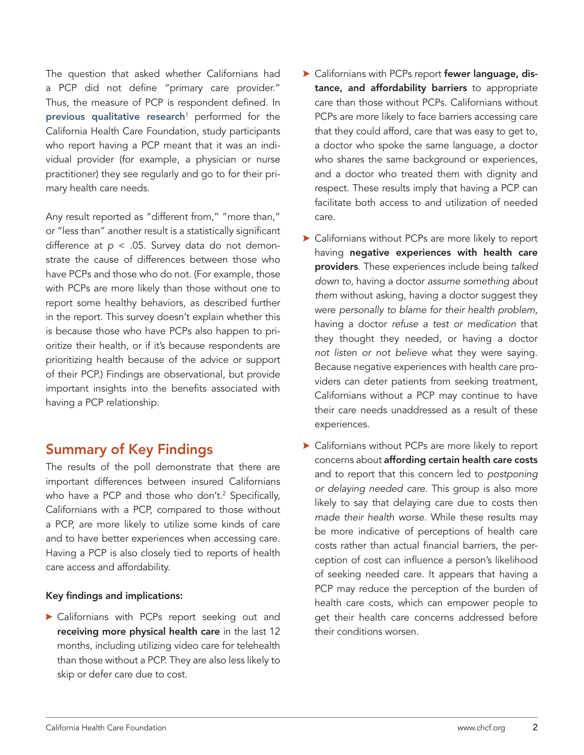The question that asked whether Californians had a PCP did not define "primary care provider." Thus, the measure of PCP is respondent defined. In previous qualitative research[1] performed for the California Health Care Foundation, study participants who report having a PCP meant that it was an individual provider (for example, a physician or nurse practitioner) they see regularly and go to for their primary health care needs.

Any result reported as "different from," "more than," or "less than" another result is a statistically significant difference at $p < .05$. Survey data do not demonstrate the cause of differences between those who have PCPs and those who do not. (For example, those with PCPs are more likely than those without one to report some healthy behaviors, as described further in the report. This survey doesn't explain whether this is because those who have PCPs also happen to prioritize their health, or if it's because respondents are prioritizing health because of the advice or support of their PCP.) Findings are observational, but provide important insights into the benefits associated with having a PCP relationship.

## Summary of Key Findings

The results of the poll demonstrate that there are important differences between insured Californians who have a PCP and those who don't.[2] Specifically, Californians with a PCP, compared to those without a PCP, are more likely to utilize some kinds of care and to have better experiences when accessing care. Having a PCP is also closely tied to reports of health care access and affordability.

**Key findings and implications:**

- Californians with PCPs report seeking out and **receiving more physical health care** in the last 12 months, including utilizing video care for telehealth than those without a PCP. They are also less likely to skip or defer care due to cost.
- Californians with PCPs report **fewer language, distance, and affordability barriers** to appropriate care than those without PCPs. Californians without PCPs are more likely to face barriers accessing care that they could afford, care that was easy to get to, a doctor who spoke the same language, a doctor who shares the same background or experiences, and a doctor who treated them with dignity and respect. These results imply that having a PCP can facilitate both access to and utilization of needed care.
- Californians without PCPs are more likely to report having **negative experiences with health care providers**. These experiences include being *talked down to*, having a doctor *assume something about them* without asking, having a doctor suggest they were *personally to blame for their health problem*, having a doctor *refuse a test or medication* that they thought they needed, or having a doctor *not listen or not believe* what they were saying. Because negative experiences with health care providers can deter patients from seeking treatment, Californians without a PCP may continue to have their care needs unaddressed as a result of these experiences.
- Californians without PCPs are more likely to report concerns about **affording certain health care costs** and to report that this concern led to *postponing or delaying needed care*. This group is also more likely to say that delaying care due to costs then *made their health worse*. While these results may be more indicative of perceptions of health care costs rather than actual financial barriers, the perception of cost can influence a person's likelihood of seeking needed care. It appears that having a PCP may reduce the perception of the burden of health care costs, which can empower people to get their health care concerns addressed before their conditions worsen.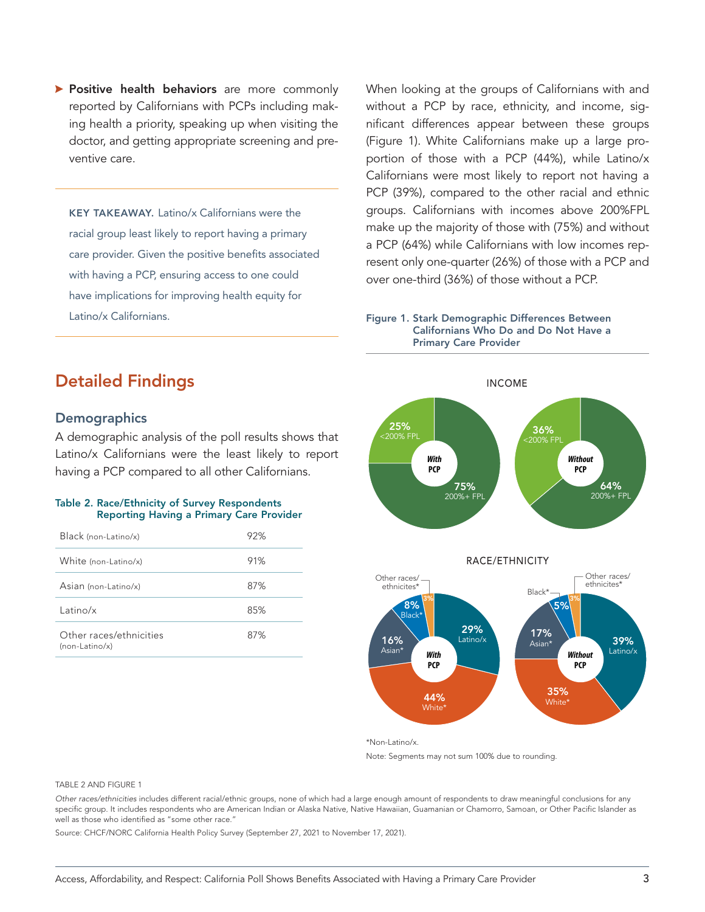- **Positive health behaviors** are more commonly reported by Californians with PCPs including making health a priority, speaking up when visiting the doctor, and getting appropriate screening and preventive care.

---

KEY TAKEAWAY. Latino/x Californians were the racial group least likely to report having a primary care provider. Given the positive benefits associated with having a PCP, ensuring access to one could have implications for improving health equity for Latino/x Californians.

---

## Detailed Findings

### Demographics

A demographic analysis of the poll results shows that Latino/x Californians were the least likely to report having a PCP compared to all other Californians.

**Table 2. Race/Ethnicity of Survey Respondents Reporting Having a Primary Care Provider**

| | |
|---|---|
| Black (non-Latino/x) | 92% |
| White (non-Latino/x) | 91% |
| Asian (non-Latino/x) | 87% |
| Latino/x | 85% |
| Other races/ethnicities (non-Latino/x) | 87% |

When looking at the groups of Californians with and without a PCP by race, ethnicity, and income, significant differences appear between these groups (Figure 1). White Californians make up a large proportion of those with a PCP (44%), while Latino/x Californians were most likely to report not having a PCP (39%), compared to the other racial and ethnic groups. Californians with incomes above 200%FPL make up the majority of those with (75%) and without a PCP (64%) while Californians with low incomes represent only one-quarter (26%) of those with a PCP and over one-third (36%) of those without a PCP.

**Figure 1. Stark Demographic Differences Between Californians Who Do and Do Not Have a Primary Care Provider**

INCOME

| | With PCP | Without PCP |
|---|---|---|
| <200% FPL | 25% | 36% |
| 200%+ FPL | 75% | 64% |

RACE/ETHNICITY

| | With PCP | Without PCP |
|---|---|---|
| Latino/x | 29% | 39% |
| White* | 44% | 35% |
| Asian* | 16% | 17% |
| Black* | 8% | 5% |
| Other races/ethnicites* | 3% | 3% |

*Non-Latino/x.

Note: Segments may not sum 100% due to rounding.

TABLE 2 AND FIGURE 1

*Other races/ethnicities* includes different racial/ethnic groups, none of which had a large enough amount of respondents to draw meaningful conclusions for any specific group. It includes respondents who are American Indian or Alaska Native, Native Hawaiian, Guamanian or Chamorro, Samoan, or Other Pacific Islander as well as those who identified as "some other race."

Source: CHCF/NORC California Health Policy Survey (September 27, 2021 to November 17, 2021).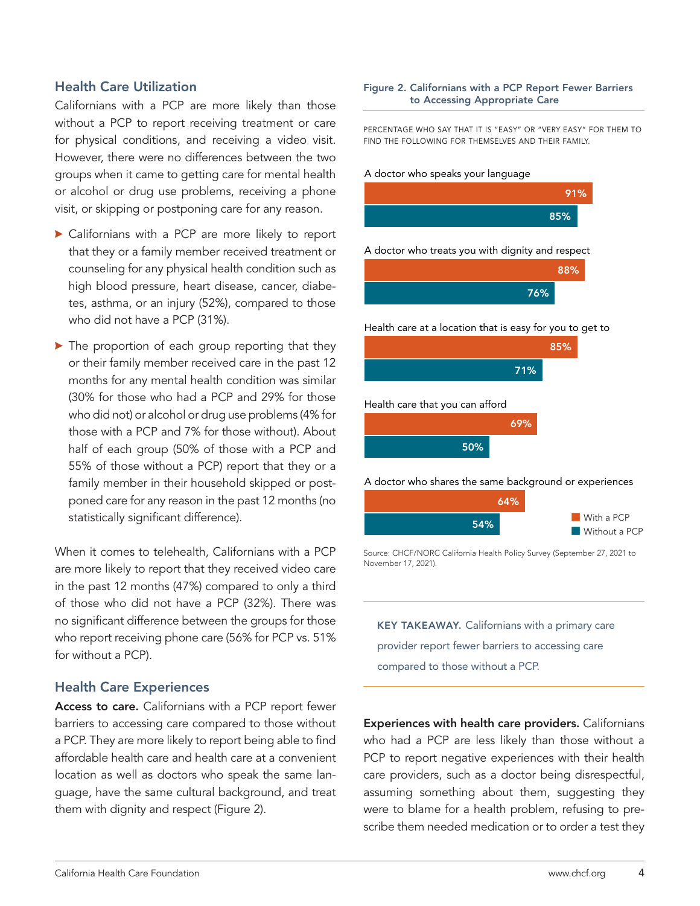## Health Care Utilization

Californians with a PCP are more likely than those without a PCP to report receiving treatment or care for physical conditions, and receiving a video visit. However, there were no differences between the two groups when it came to getting care for mental health or alcohol or drug use problems, receiving a phone visit, or skipping or postponing care for any reason.

- Californians with a PCP are more likely to report that they or a family member received treatment or counseling for any physical health condition such as high blood pressure, heart disease, cancer, diabetes, asthma, or an injury (52%), compared to those who did not have a PCP (31%).
- The proportion of each group reporting that they or their family member received care in the past 12 months for any mental health condition was similar (30% for those who had a PCP and 29% for those who did not) or alcohol or drug use problems (4% for those with a PCP and 7% for those without). About half of each group (50% of those with a PCP and 55% of those without a PCP) report that they or a family member in their household skipped or postponed care for any reason in the past 12 months (no statistically significant difference).

When it comes to telehealth, Californians with a PCP are more likely to report that they received video care in the past 12 months (47%) compared to only a third of those who did not have a PCP (32%). There was no significant difference between the groups for those who report receiving phone care (56% for PCP vs. 51% for without a PCP).

## Health Care Experiences

**Access to care.** Californians with a PCP report fewer barriers to accessing care compared to those without a PCP. They are more likely to report being able to find affordable health care and health care at a convenient location as well as doctors who speak the same language, have the same cultural background, and treat them with dignity and respect (Figure 2).

**Figure 2. Californians with a PCP Report Fewer Barriers to Accessing Appropriate Care**

PERCENTAGE WHO SAY THAT IT IS "EASY" OR "VERY EASY" FOR THEM TO FIND THE FOLLOWING FOR THEMSELVES AND THEIR FAMILY.

| | With a PCP | Without a PCP |
|---|---|---|
| A doctor who speaks your language | 91% | 85% |
| A doctor who treats you with dignity and respect | 88% | 76% |
| Health care at a location that is easy for you to get to | 85% | 71% |
| Health care that you can afford | 69% | 50% |
| A doctor who shares the same background or experiences | 64% | 54% |

Source: CHCF/NORC California Health Policy Survey (September 27, 2021 to November 17, 2021).

**KEY TAKEAWAY.** Californians with a primary care provider report fewer barriers to accessing care compared to those without a PCP.

**Experiences with health care providers.** Californians who had a PCP are less likely than those without a PCP to report negative experiences with their health care providers, such as a doctor being disrespectful, assuming something about them, suggesting they were to blame for a health problem, refusing to prescribe them needed medication or to order a test they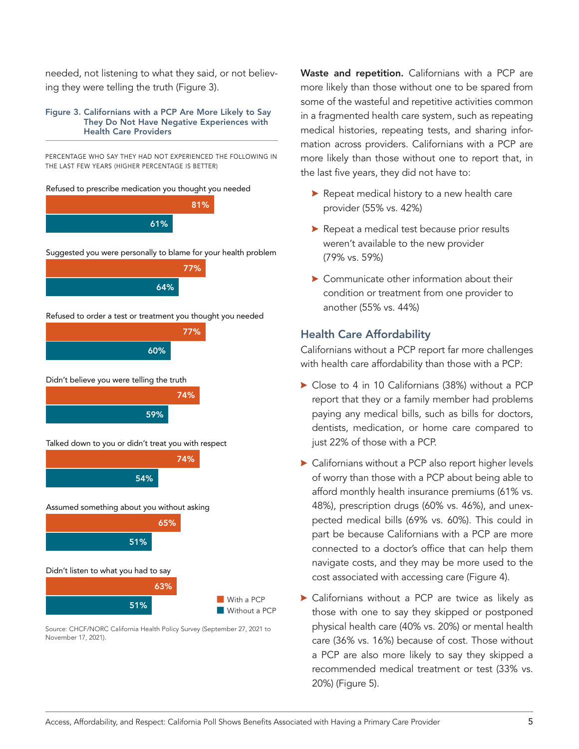needed, not listening to what they said, or not believing they were telling the truth (Figure 3).

**Figure 3. Californians with a PCP Are More Likely to Say They Do Not Have Negative Experiences with Health Care Providers**

PERCENTAGE WHO SAY THEY HAD NOT EXPERIENCED THE FOLLOWING IN THE LAST FEW YEARS (HIGHER PERCENTAGE IS BETTER)

| | With a PCP | Without a PCP |
|---|---|---|
| Refused to prescribe medication you thought you needed | 81% | 61% |
| Suggested you were personally to blame for your health problem | 77% | 64% |
| Refused to order a test or treatment you thought you needed | 77% | 60% |
| Didn't believe you were telling the truth | 74% | 59% |
| Talked down to you or didn't treat you with respect | 74% | 54% |
| Assumed something about you without asking | 65% | 51% |
| Didn't listen to what you had to say | 63% | 51% |

Source: CHCF/NORC California Health Policy Survey (September 27, 2021 to November 17, 2021).

**Waste and repetition.** Californians with a PCP are more likely than those without one to be spared from some of the wasteful and repetitive activities common in a fragmented health care system, such as repeating medical histories, repeating tests, and sharing information across providers. Californians with a PCP are more likely than those without one to report that, in the last five years, they did not have to:

- Repeat medical history to a new health care provider (55% vs. 42%)
- Repeat a medical test because prior results weren't available to the new provider (79% vs. 59%)
- Communicate other information about their condition or treatment from one provider to another (55% vs. 44%)

## Health Care Affordability

Californians without a PCP report far more challenges with health care affordability than those with a PCP:

- Close to 4 in 10 Californians (38%) without a PCP report that they or a family member had problems paying any medical bills, such as bills for doctors, dentists, medication, or home care compared to just 22% of those with a PCP.
- Californians without a PCP also report higher levels of worry than those with a PCP about being able to afford monthly health insurance premiums (61% vs. 48%), prescription drugs (60% vs. 46%), and unexpected medical bills (69% vs. 60%). This could in part be because Californians with a PCP are more connected to a doctor's office that can help them navigate costs, and they may be more used to the cost associated with accessing care (Figure 4).
- Californians without a PCP are twice as likely as those with one to say they skipped or postponed physical health care (40% vs. 20%) or mental health care (36% vs. 16%) because of cost. Those without a PCP are also more likely to say they skipped a recommended medical treatment or test (33% vs. 20%) (Figure 5).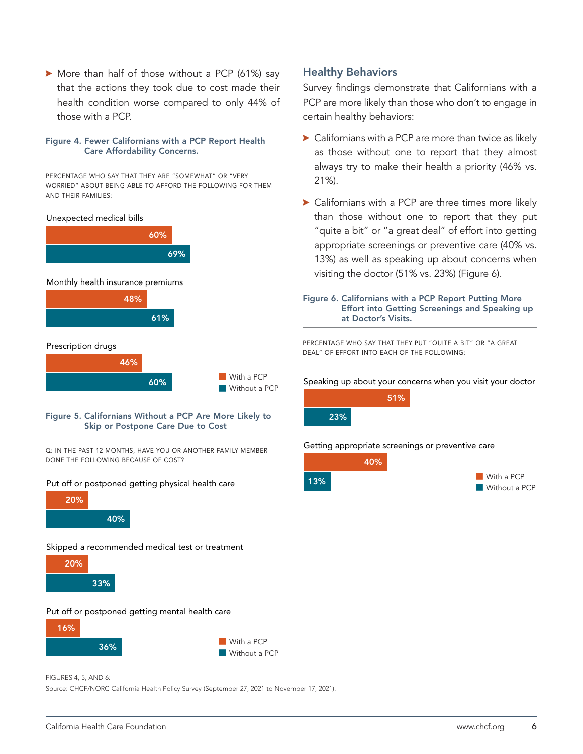- More than half of those without a PCP (61%) say that the actions they took due to cost made their health condition worse compared to only 44% of those with a PCP.

**Figure 4. Fewer Californians with a PCP Report Health Care Affordability Concerns.**

PERCENTAGE WHO SAY THAT THEY ARE "SOMEWHAT" OR "VERY WORRIED" ABOUT BEING ABLE TO AFFORD THE FOLLOWING FOR THEM AND THEIR FAMILIES:

| | With a PCP | Without a PCP |
|---|---|---|
| Unexpected medical bills | 60% | 69% |
| Monthly health insurance premiums | 48% | 61% |
| Prescription drugs | 46% | 60% |

**Figure 5. Californians Without a PCP Are More Likely to Skip or Postpone Care Due to Cost**

Q: IN THE PAST 12 MONTHS, HAVE YOU OR ANOTHER FAMILY MEMBER DONE THE FOLLOWING BECAUSE OF COST?

| | With a PCP | Without a PCP |
|---|---|---|
| Put off or postponed getting physical health care | 20% | 40% |
| Skipped a recommended medical test or treatment | 20% | 33% |
| Put off or postponed getting mental health care | 16% | 36% |

## Healthy Behaviors

Survey findings demonstrate that Californians with a PCP are more likely than those who don't to engage in certain healthy behaviors:

- Californians with a PCP are more than twice as likely as those without one to report that they almost always try to make their health a priority (46% vs. 21%).
- Californians with a PCP are three times more likely than those without one to report that they put "quite a bit" or "a great deal" of effort into getting appropriate screenings or preventive care (40% vs. 13%) as well as speaking up about concerns when visiting the doctor (51% vs. 23%) (Figure 6).

**Figure 6. Californians with a PCP Report Putting More Effort into Getting Screenings and Speaking up at Doctor's Visits.**

PERCENTAGE WHO SAY THAT THEY PUT "QUITE A BIT" OR "A GREAT DEAL" OF EFFORT INTO EACH OF THE FOLLOWING:

| | With a PCP | Without a PCP |
|---|---|---|
| Speaking up about your concerns when you visit your doctor | 51% | 23% |
| Getting appropriate screenings or preventive care | 40% | 13% |

FIGURES 4, 5, AND 6:
Source: CHCF/NORC California Health Policy Survey (September 27, 2021 to November 17, 2021).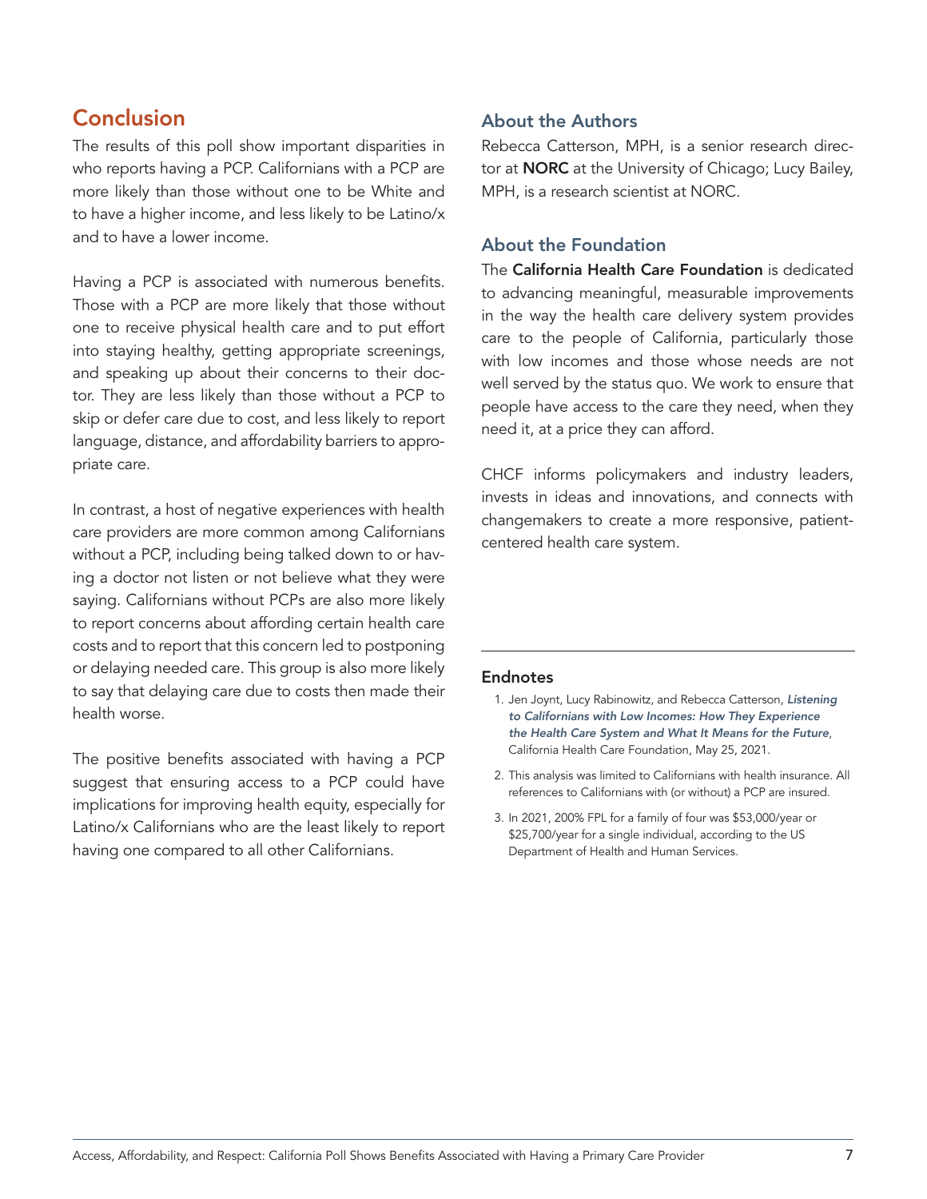## Conclusion

The results of this poll show important disparities in who reports having a PCP. Californians with a PCP are more likely than those without one to be White and to have a higher income, and less likely to be Latino/x and to have a lower income.

Having a PCP is associated with numerous benefits. Those with a PCP are more likely that those without one to receive physical health care and to put effort into staying healthy, getting appropriate screenings, and speaking up about their concerns to their doctor. They are less likely than those without a PCP to skip or defer care due to cost, and less likely to report language, distance, and affordability barriers to appropriate care.

In contrast, a host of negative experiences with health care providers are more common among Californians without a PCP, including being talked down to or having a doctor not listen or not believe what they were saying. Californians without PCPs are also more likely to report concerns about affording certain health care costs and to report that this concern led to postponing or delaying needed care. This group is also more likely to say that delaying care due to costs then made their health worse.

The positive benefits associated with having a PCP suggest that ensuring access to a PCP could have implications for improving health equity, especially for Latino/x Californians who are the least likely to report having one compared to all other Californians.

### About the Authors

Rebecca Catterson, MPH, is a senior research director at **NORC** at the University of Chicago; Lucy Bailey, MPH, is a research scientist at NORC.

### About the Foundation

The **California Health Care Foundation** is dedicated to advancing meaningful, measurable improvements in the way the health care delivery system provides care to the people of California, particularly those with low incomes and those whose needs are not well served by the status quo. We work to ensure that people have access to the care they need, when they need it, at a price they can afford.

CHCF informs policymakers and industry leaders, invests in ideas and innovations, and connects with changemakers to create a more responsive, patient-centered health care system.

### Endnotes

1. Jen Joynt, Lucy Rabinowitz, and Rebecca Catterson, ***Listening to Californians with Low Incomes: How They Experience the Health Care System and What It Means for the Future***, California Health Care Foundation, May 25, 2021.
2. This analysis was limited to Californians with health insurance. All references to Californians with (or without) a PCP are insured.
3. In 2021, 200% FPL for a family of four was $53,000/year or $25,700/year for a single individual, according to the US Department of Health and Human Services.